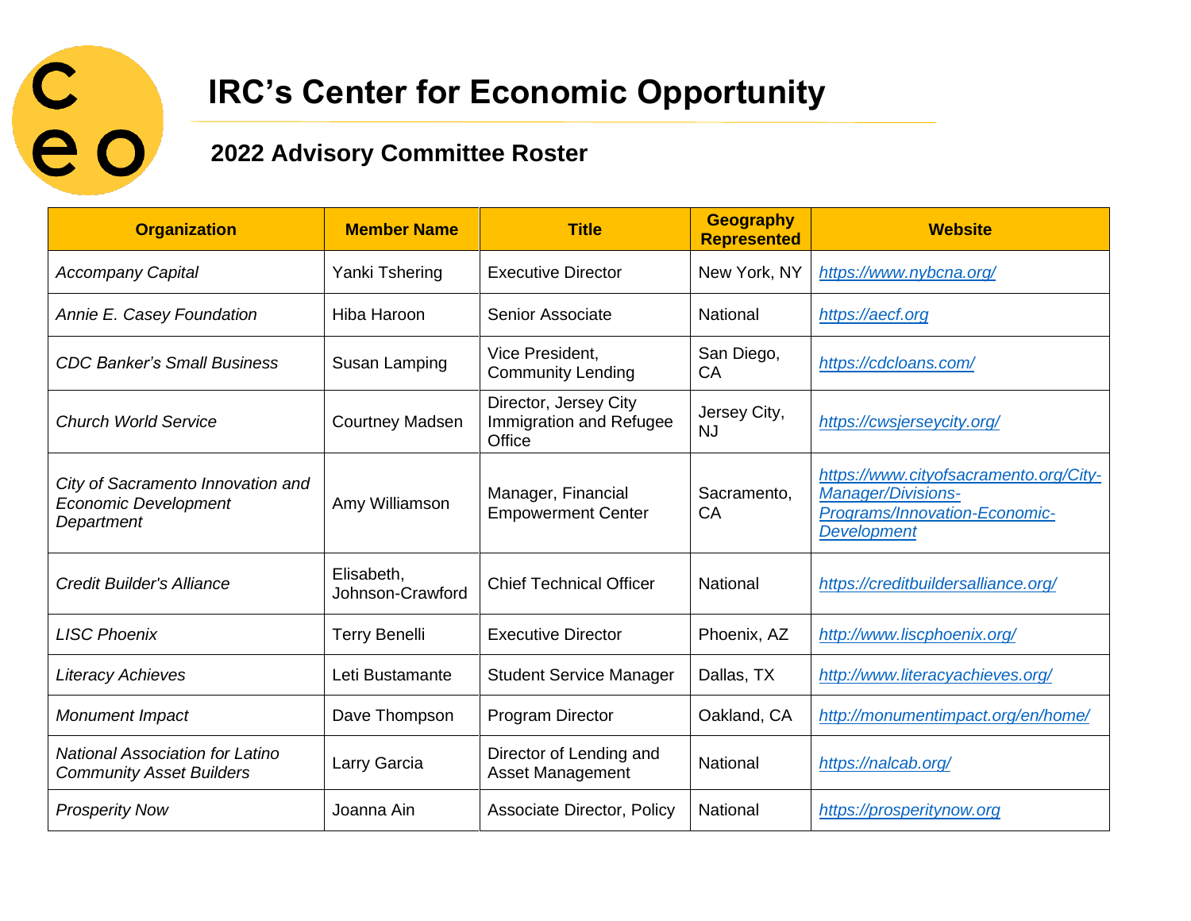# IRC's Center for Economic Opportunity

## 2022 Advisory Committee Roster

| Organization | Member Name | Title | Geography Represented | Website |
|---|---|---|---|---|
| *Accompany Capital* | Yanki Tshering | Executive Director | New York, NY | https://www.nybcna.org/ |
| *Annie E. Casey Foundation* | Hiba Haroon | Senior Associate | National | https://aecf.org |
| *CDC Banker's Small Business* | Susan Lamping | Vice President, Community Lending | San Diego, CA | https://cdcloans.com/ |
| *Church World Service* | Courtney Madsen | Director, Jersey City Immigration and Refugee Office | Jersey City, NJ | https://cwsjerseycity.org/ |
| *City of Sacramento Innovation and Economic Development Department* | Amy Williamson | Manager, Financial Empowerment Center | Sacramento, CA | https://www.cityofsacramento.org/City-Manager/Divisions-Programs/Innovation-Economic-Development |
| *Credit Builder's Alliance* | Elisabeth, Johnson-Crawford | Chief Technical Officer | National | https://creditbuildersalliance.org/ |
| *LISC Phoenix* | Terry Benelli | Executive Director | Phoenix, AZ | http://www.liscphoenix.org/ |
| *Literacy Achieves* | Leti Bustamante | Student Service Manager | Dallas, TX | http://www.literacyachieves.org/ |
| *Monument Impact* | Dave Thompson | Program Director | Oakland, CA | http://monumentimpact.org/en/home/ |
| *National Association for Latino Community Asset Builders* | Larry Garcia | Director of Lending and Asset Management | National | https://nalcab.org/ |
| *Prosperity Now* | Joanna Ain | Associate Director, Policy | National | https://prosperitynow.org |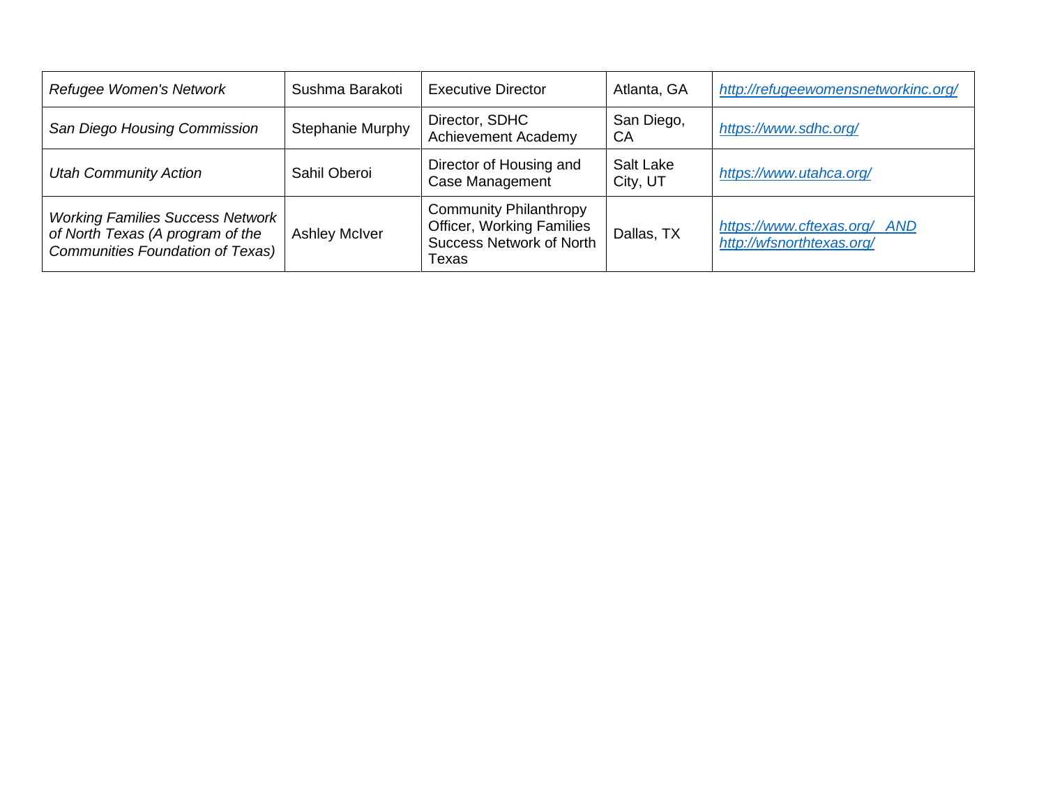| | | | | |
|---|---|---|---|---|
| *Refugee Women's Network* | Sushma Barakoti | Executive Director | Atlanta, GA | http://refugeewomensnetworkinc.org/ |
| *San Diego Housing Commission* | Stephanie Murphy | Director, SDHC Achievement Academy | San Diego, CA | https://www.sdhc.org/ |
| *Utah Community Action* | Sahil Oberoi | Director of Housing and Case Management | Salt Lake City, UT | https://www.utahca.org/ |
| *Working Families Success Network of North Texas (A program of the Communities Foundation of Texas)* | Ashley McIver | Community Philanthropy Officer, Working Families Success Network of North Texas | Dallas, TX | https://www.cftexas.org/ AND http://wfsnorthtexas.org/ |